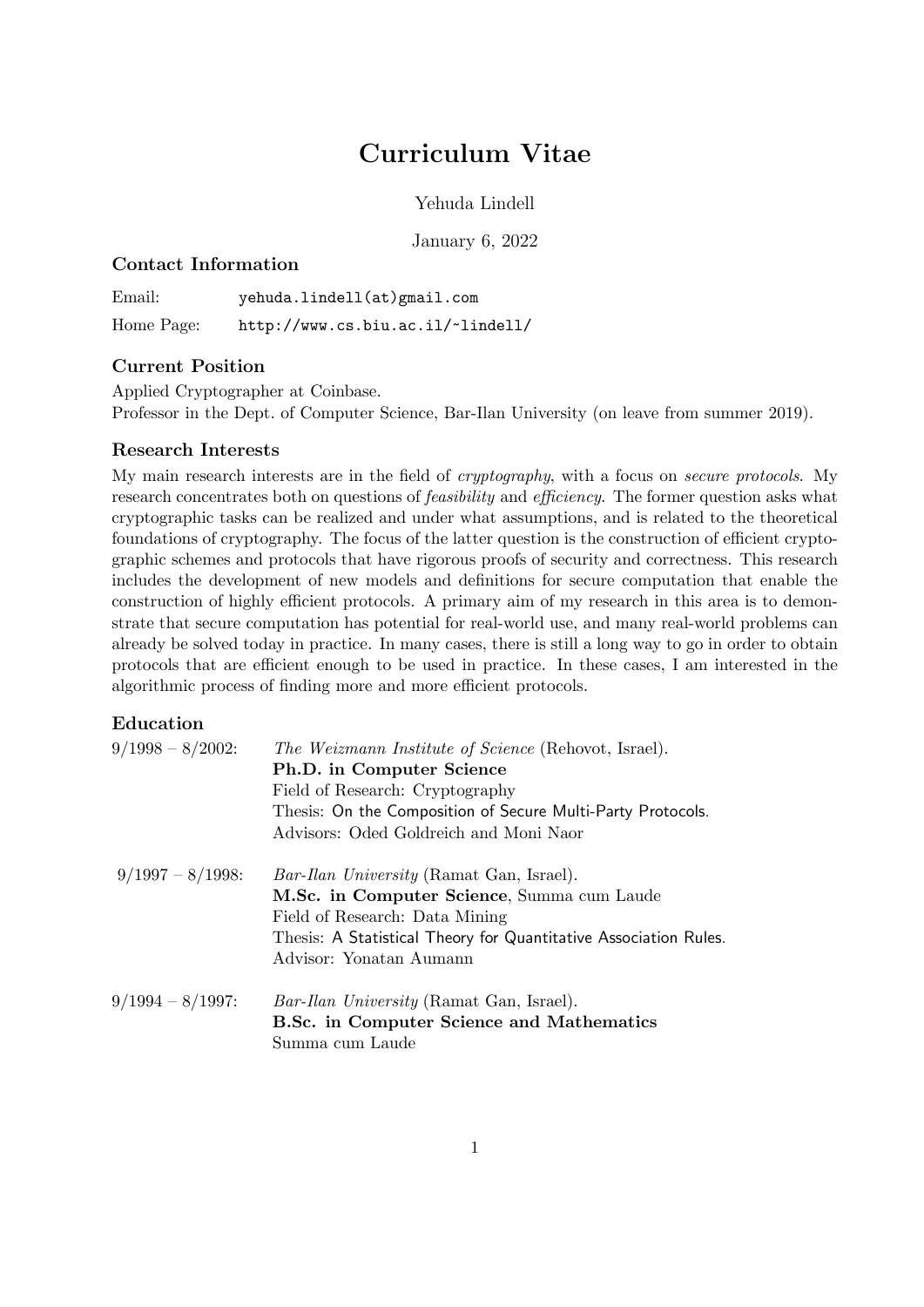# Curriculum Vitae

Yehuda Lindell

January 6, 2022

## Contact Information

Email: yehuda.lindell(at)gmail.com

Home Page: http://www.cs.biu.ac.il/~lindell/

## Current Position

Applied Cryptographer at Coinbase.
Professor in the Dept. of Computer Science, Bar-Ilan University (on leave from summer 2019).

## Research Interests

My main research interests are in the field of *cryptography*, with a focus on *secure protocols*. My research concentrates both on questions of *feasibility* and *efficiency*. The former question asks what cryptographic tasks can be realized and under what assumptions, and is related to the theoretical foundations of cryptography. The focus of the latter question is the construction of efficient cryptographic schemes and protocols that have rigorous proofs of security and correctness. This research includes the development of new models and definitions for secure computation that enable the construction of highly efficient protocols. A primary aim of my research in this area is to demonstrate that secure computation has potential for real-world use, and many real-world problems can already be solved today in practice. In many cases, there is still a long way to go in order to obtain protocols that are efficient enough to be used in practice. In these cases, I am interested in the algorithmic process of finding more and more efficient protocols.

## Education

**9/1998 – 8/2002:** *The Weizmann Institute of Science* (Rehovot, Israel).
**Ph.D. in Computer Science**
Field of Research: Cryptography
Thesis: On the Composition of Secure Multi-Party Protocols.
Advisors: Oded Goldreich and Moni Naor

**9/1997 – 8/1998:** *Bar-Ilan University* (Ramat Gan, Israel).
**M.Sc. in Computer Science**, Summa cum Laude
Field of Research: Data Mining
Thesis: A Statistical Theory for Quantitative Association Rules.
Advisor: Yonatan Aumann

**9/1994 – 8/1997:** *Bar-Ilan University* (Ramat Gan, Israel).
**B.Sc. in Computer Science and Mathematics**
Summa cum Laude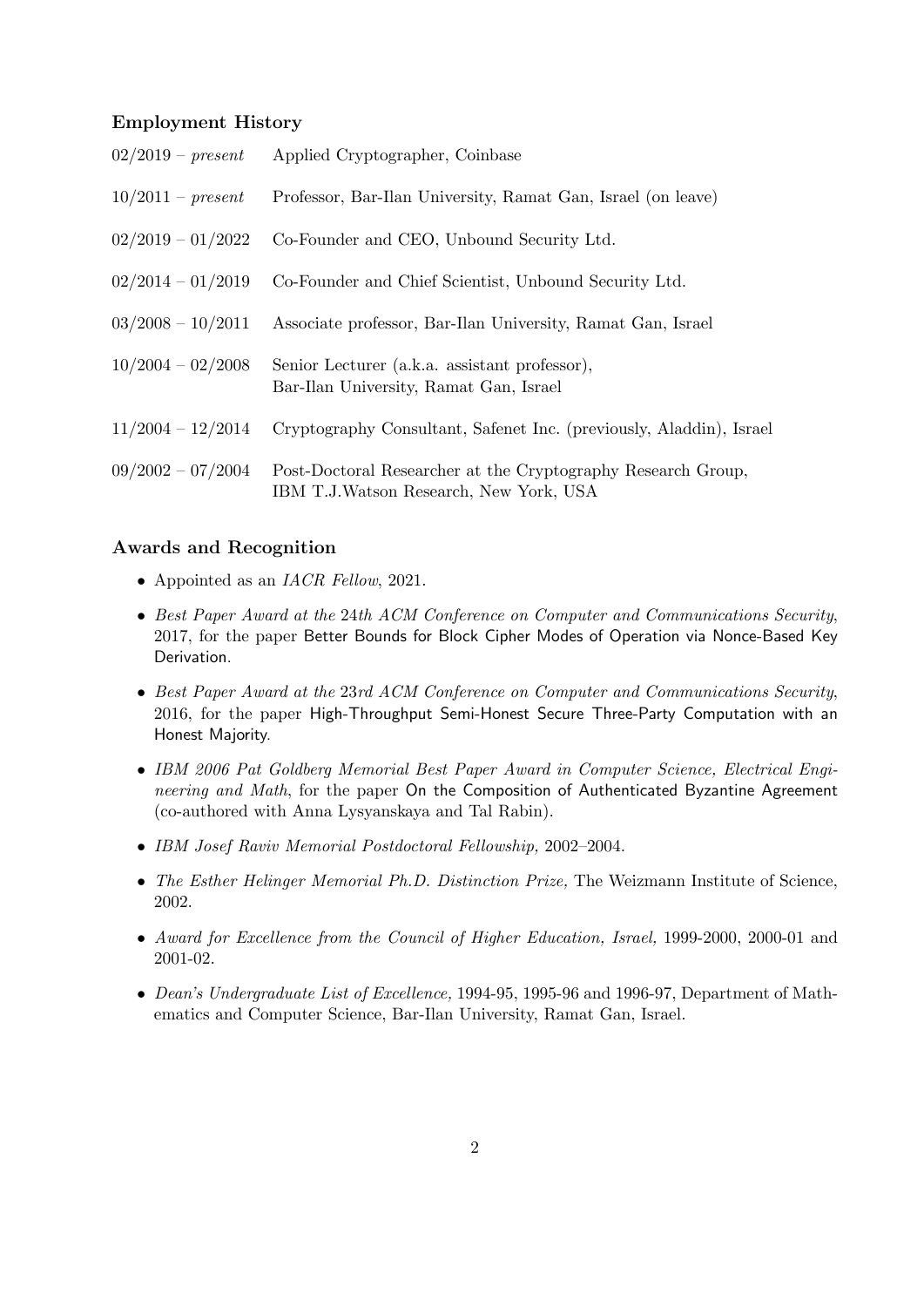### Employment History

| | |
|---|---|
| 02/2019 – *present* | Applied Cryptographer, Coinbase |
| 10/2011 – *present* | Professor, Bar-Ilan University, Ramat Gan, Israel (on leave) |
| 02/2019 – 01/2022 | Co-Founder and CEO, Unbound Security Ltd. |
| 02/2014 – 01/2019 | Co-Founder and Chief Scientist, Unbound Security Ltd. |
| 03/2008 – 10/2011 | Associate professor, Bar-Ilan University, Ramat Gan, Israel |
| 10/2004 – 02/2008 | Senior Lecturer (a.k.a. assistant professor), Bar-Ilan University, Ramat Gan, Israel |
| 11/2004 – 12/2014 | Cryptography Consultant, Safenet Inc. (previously, Aladdin), Israel |
| 09/2002 – 07/2004 | Post-Doctoral Researcher at the Cryptography Research Group, IBM T.J.Watson Research, New York, USA |

### Awards and Recognition

- Appointed as an *IACR Fellow*, 2021.
- *Best Paper Award at the 24th ACM Conference on Computer and Communications Security*, 2017, for the paper Better Bounds for Block Cipher Modes of Operation via Nonce-Based Key Derivation.
- *Best Paper Award at the 23rd ACM Conference on Computer and Communications Security*, 2016, for the paper High-Throughput Semi-Honest Secure Three-Party Computation with an Honest Majority.
- *IBM 2006 Pat Goldberg Memorial Best Paper Award in Computer Science, Electrical Engineering and Math*, for the paper On the Composition of Authenticated Byzantine Agreement (co-authored with Anna Lysyanskaya and Tal Rabin).
- *IBM Josef Raviv Memorial Postdoctoral Fellowship,* 2002–2004.
- *The Esther Helinger Memorial Ph.D. Distinction Prize,* The Weizmann Institute of Science, 2002.
- *Award for Excellence from the Council of Higher Education, Israel,* 1999-2000, 2000-01 and 2001-02.
- *Dean's Undergraduate List of Excellence,* 1994-95, 1995-96 and 1996-97, Department of Mathematics and Computer Science, Bar-Ilan University, Ramat Gan, Israel.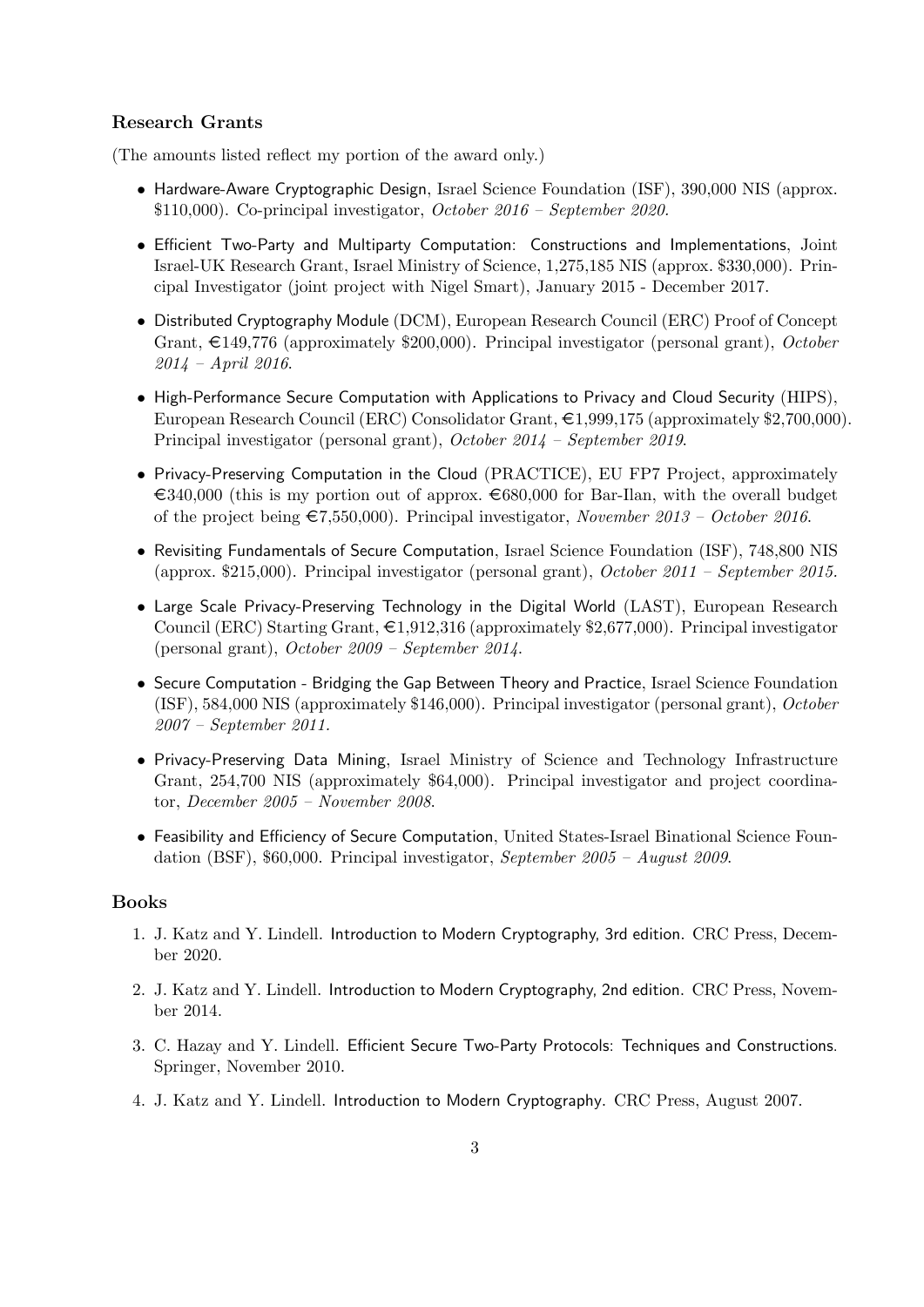### Research Grants

(The amounts listed reflect my portion of the award only.)

- Hardware-Aware Cryptographic Design, Israel Science Foundation (ISF), 390,000 NIS (approx. $110,000). Co-principal investigator, *October 2016 – September 2020.*
- Efficient Two-Party and Multiparty Computation: Constructions and Implementations, Joint Israel-UK Research Grant, Israel Ministry of Science, 1,275,185 NIS (approx. $330,000). Principal Investigator (joint project with Nigel Smart), January 2015 - December 2017.
- Distributed Cryptography Module (DCM), European Research Council (ERC) Proof of Concept Grant, €149,776 (approximately $200,000). Principal investigator (personal grant), *October 2014 – April 2016.*
- High-Performance Secure Computation with Applications to Privacy and Cloud Security (HIPS), European Research Council (ERC) Consolidator Grant, €1,999,175 (approximately $2,700,000). Principal investigator (personal grant), *October 2014 – September 2019.*
- Privacy-Preserving Computation in the Cloud (PRACTICE), EU FP7 Project, approximately €340,000 (this is my portion out of approx. €680,000 for Bar-Ilan, with the overall budget of the project being €7,550,000). Principal investigator, *November 2013 – October 2016.*
- Revisiting Fundamentals of Secure Computation, Israel Science Foundation (ISF), 748,800 NIS (approx. $215,000). Principal investigator (personal grant), *October 2011 – September 2015.*
- Large Scale Privacy-Preserving Technology in the Digital World (LAST), European Research Council (ERC) Starting Grant, €1,912,316 (approximately $2,677,000). Principal investigator (personal grant), *October 2009 – September 2014.*
- Secure Computation - Bridging the Gap Between Theory and Practice, Israel Science Foundation (ISF), 584,000 NIS (approximately $146,000). Principal investigator (personal grant), *October 2007 – September 2011.*
- Privacy-Preserving Data Mining, Israel Ministry of Science and Technology Infrastructure Grant, 254,700 NIS (approximately $64,000). Principal investigator and project coordinator, *December 2005 – November 2008.*
- Feasibility and Efficiency of Secure Computation, United States-Israel Binational Science Foundation (BSF), $60,000. Principal investigator, *September 2005 – August 2009.*

### Books

1. J. Katz and Y. Lindell. Introduction to Modern Cryptography, 3rd edition. CRC Press, December 2020.
2. J. Katz and Y. Lindell. Introduction to Modern Cryptography, 2nd edition. CRC Press, November 2014.
3. C. Hazay and Y. Lindell. Efficient Secure Two-Party Protocols: Techniques and Constructions. Springer, November 2010.
4. J. Katz and Y. Lindell. Introduction to Modern Cryptography. CRC Press, August 2007.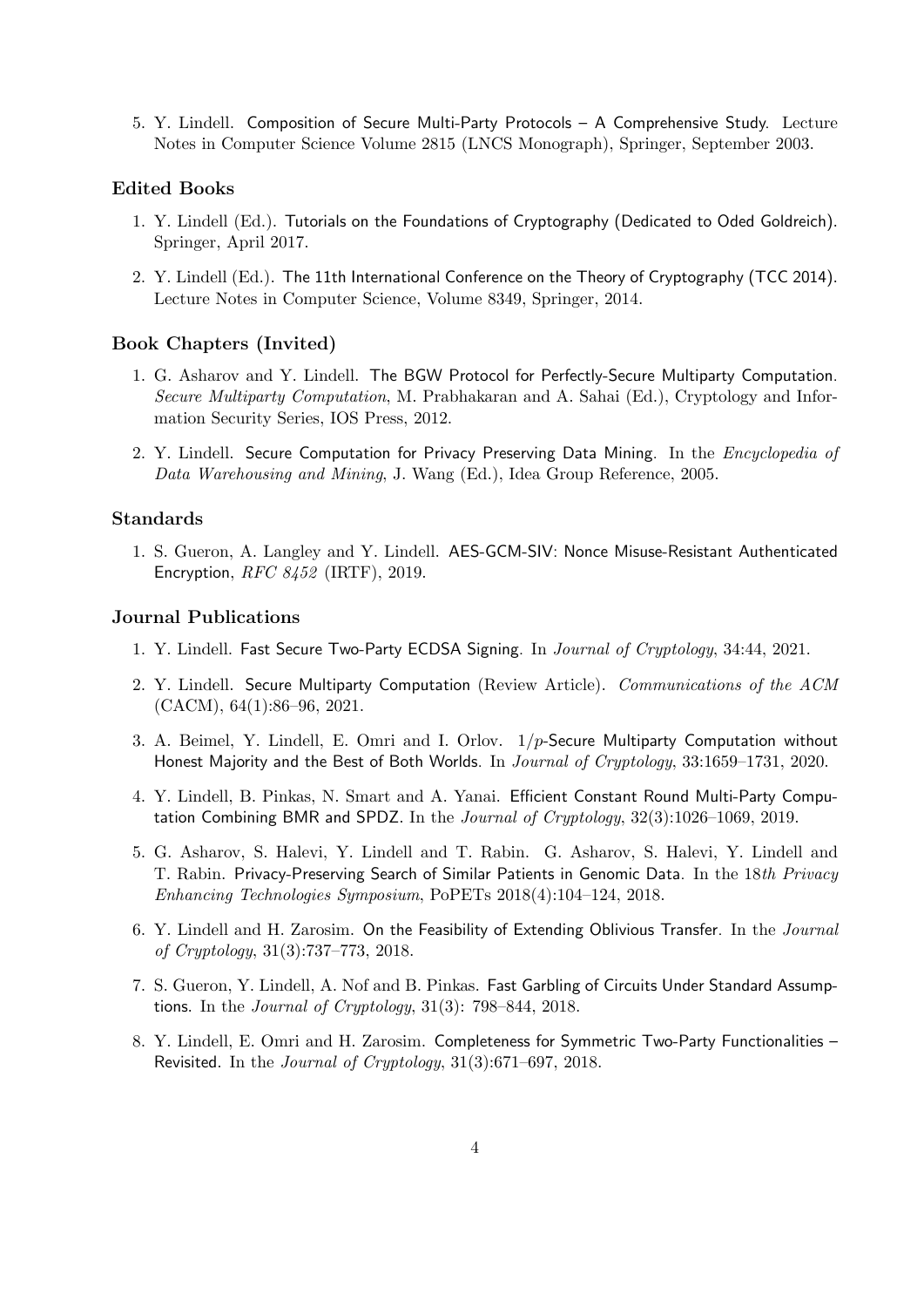5. Y. Lindell. Composition of Secure Multi-Party Protocols – A Comprehensive Study. Lecture Notes in Computer Science Volume 2815 (LNCS Monograph), Springer, September 2003.

### Edited Books

1. Y. Lindell (Ed.). Tutorials on the Foundations of Cryptography (Dedicated to Oded Goldreich). Springer, April 2017.

2. Y. Lindell (Ed.). The 11th International Conference on the Theory of Cryptography (TCC 2014). Lecture Notes in Computer Science, Volume 8349, Springer, 2014.

### Book Chapters (Invited)

1. G. Asharov and Y. Lindell. The BGW Protocol for Perfectly-Secure Multiparty Computation. *Secure Multiparty Computation*, M. Prabhakaran and A. Sahai (Ed.), Cryptology and Information Security Series, IOS Press, 2012.

2. Y. Lindell. Secure Computation for Privacy Preserving Data Mining. In the *Encyclopedia of Data Warehousing and Mining*, J. Wang (Ed.), Idea Group Reference, 2005.

### Standards

1. S. Gueron, A. Langley and Y. Lindell. AES-GCM-SIV: Nonce Misuse-Resistant Authenticated Encryption, *RFC 8452* (IRTF), 2019.

### Journal Publications

1. Y. Lindell. Fast Secure Two-Party ECDSA Signing. In *Journal of Cryptology*, 34:44, 2021.

2. Y. Lindell. Secure Multiparty Computation (Review Article). *Communications of the ACM* (CACM), 64(1):86–96, 2021.

3. A. Beimel, Y. Lindell, E. Omri and I. Orlov. $1/p$-Secure Multiparty Computation without Honest Majority and the Best of Both Worlds. In *Journal of Cryptology*, 33:1659–1731, 2020.

4. Y. Lindell, B. Pinkas, N. Smart and A. Yanai. Efficient Constant Round Multi-Party Computation Combining BMR and SPDZ. In the *Journal of Cryptology*, 32(3):1026–1069, 2019.

5. G. Asharov, S. Halevi, Y. Lindell and T. Rabin. G. Asharov, S. Halevi, Y. Lindell and T. Rabin. Privacy-Preserving Search of Similar Patients in Genomic Data. In the 18*th Privacy Enhancing Technologies Symposium*, PoPETs 2018(4):104–124, 2018.

6. Y. Lindell and H. Zarosim. On the Feasibility of Extending Oblivious Transfer. In the *Journal of Cryptology*, 31(3):737–773, 2018.

7. S. Gueron, Y. Lindell, A. Nof and B. Pinkas. Fast Garbling of Circuits Under Standard Assumptions. In the *Journal of Cryptology*, 31(3): 798–844, 2018.

8. Y. Lindell, E. Omri and H. Zarosim. Completeness for Symmetric Two-Party Functionalities – Revisited. In the *Journal of Cryptology*, 31(3):671–697, 2018.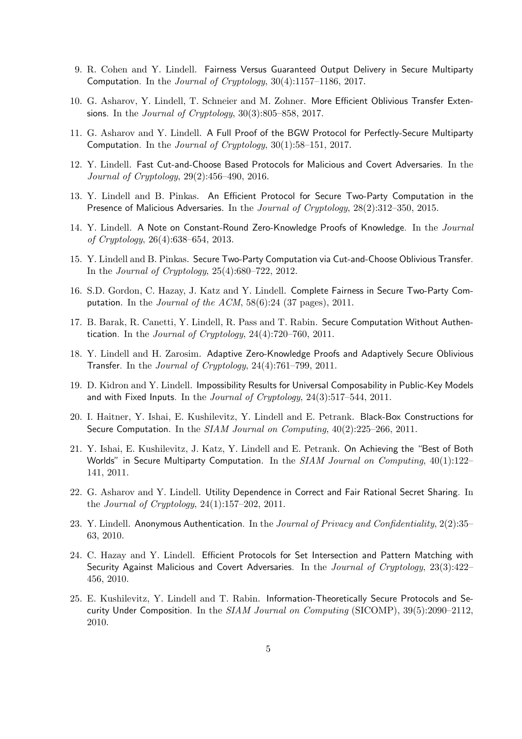9. R. Cohen and Y. Lindell. Fairness Versus Guaranteed Output Delivery in Secure Multiparty Computation. In the *Journal of Cryptology*, 30(4):1157–1186, 2017.

10. G. Asharov, Y. Lindell, T. Schneier and M. Zohner. More Efficient Oblivious Transfer Extensions. In the *Journal of Cryptology*, 30(3):805–858, 2017.

11. G. Asharov and Y. Lindell. A Full Proof of the BGW Protocol for Perfectly-Secure Multiparty Computation. In the *Journal of Cryptology*, 30(1):58–151, 2017.

12. Y. Lindell. Fast Cut-and-Choose Based Protocols for Malicious and Covert Adversaries. In the *Journal of Cryptology*, 29(2):456–490, 2016.

13. Y. Lindell and B. Pinkas. An Efficient Protocol for Secure Two-Party Computation in the Presence of Malicious Adversaries. In the *Journal of Cryptology*, 28(2):312–350, 2015.

14. Y. Lindell. A Note on Constant-Round Zero-Knowledge Proofs of Knowledge. In the *Journal of Cryptology*, 26(4):638–654, 2013.

15. Y. Lindell and B. Pinkas. Secure Two-Party Computation via Cut-and-Choose Oblivious Transfer. In the *Journal of Cryptology*, 25(4):680–722, 2012.

16. S.D. Gordon, C. Hazay, J. Katz and Y. Lindell. Complete Fairness in Secure Two-Party Computation. In the *Journal of the ACM*, 58(6):24 (37 pages), 2011.

17. B. Barak, R. Canetti, Y. Lindell, R. Pass and T. Rabin. Secure Computation Without Authentication. In the *Journal of Cryptology*, 24(4):720–760, 2011.

18. Y. Lindell and H. Zarosim. Adaptive Zero-Knowledge Proofs and Adaptively Secure Oblivious Transfer. In the *Journal of Cryptology*, 24(4):761–799, 2011.

19. D. Kidron and Y. Lindell. Impossibility Results for Universal Composability in Public-Key Models and with Fixed Inputs. In the *Journal of Cryptology*, 24(3):517–544, 2011.

20. I. Haitner, Y. Ishai, E. Kushilevitz, Y. Lindell and E. Petrank. Black-Box Constructions for Secure Computation. In the *SIAM Journal on Computing*, 40(2):225–266, 2011.

21. Y. Ishai, E. Kushilevitz, J. Katz, Y. Lindell and E. Petrank. On Achieving the "Best of Both Worlds" in Secure Multiparty Computation. In the *SIAM Journal on Computing*, 40(1):122–141, 2011.

22. G. Asharov and Y. Lindell. Utility Dependence in Correct and Fair Rational Secret Sharing. In the *Journal of Cryptology*, 24(1):157–202, 2011.

23. Y. Lindell. Anonymous Authentication. In the *Journal of Privacy and Confidentiality*, 2(2):35–63, 2010.

24. C. Hazay and Y. Lindell. Efficient Protocols for Set Intersection and Pattern Matching with Security Against Malicious and Covert Adversaries. In the *Journal of Cryptology*, 23(3):422–456, 2010.

25. E. Kushilevitz, Y. Lindell and T. Rabin. Information-Theoretically Secure Protocols and Security Under Composition. In the *SIAM Journal on Computing* (SICOMP), 39(5):2090–2112, 2010.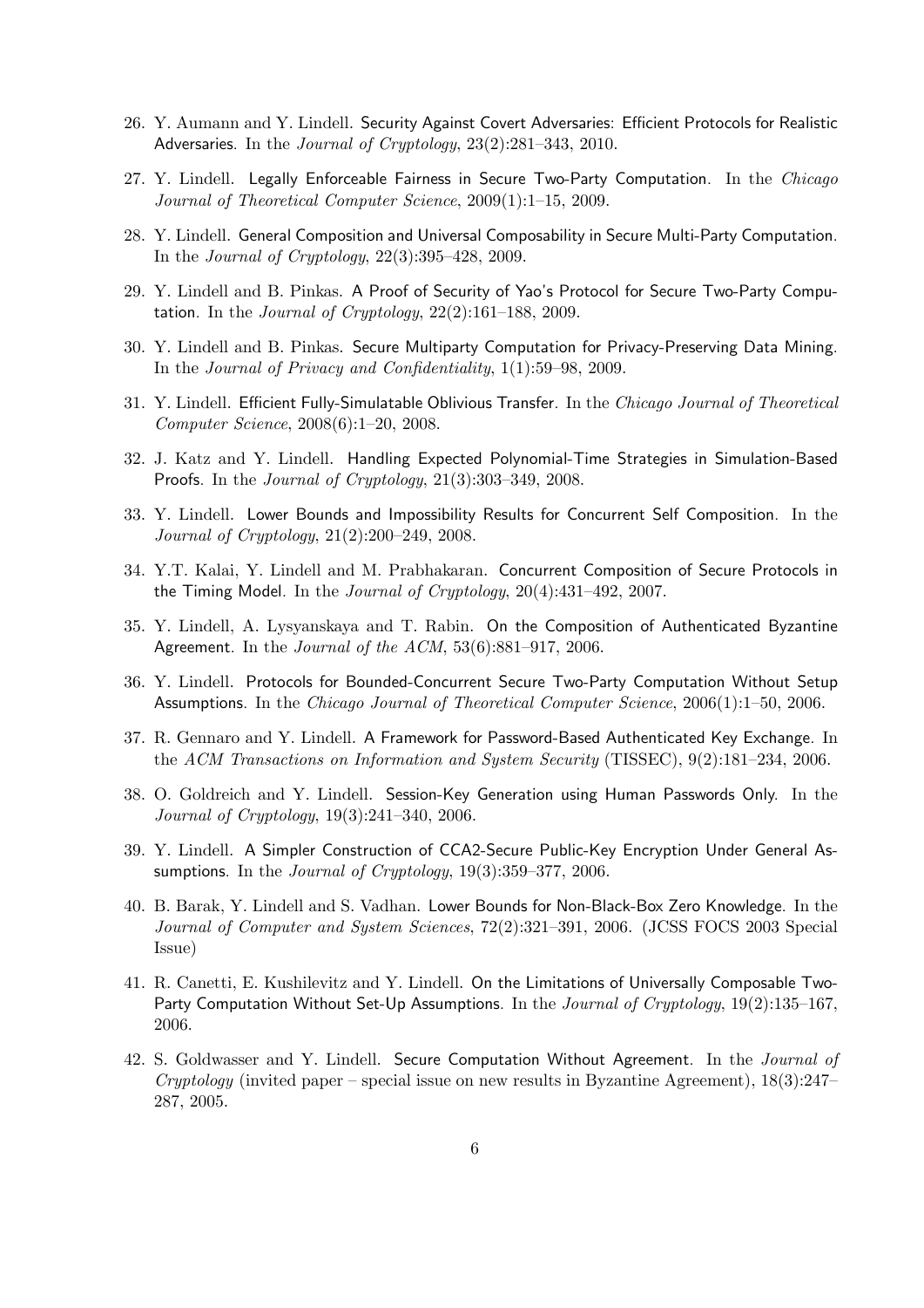26. Y. Aumann and Y. Lindell. Security Against Covert Adversaries: Efficient Protocols for Realistic Adversaries. In the *Journal of Cryptology*, 23(2):281–343, 2010.

27. Y. Lindell. Legally Enforceable Fairness in Secure Two-Party Computation. In the *Chicago Journal of Theoretical Computer Science*, 2009(1):1–15, 2009.

28. Y. Lindell. General Composition and Universal Composability in Secure Multi-Party Computation. In the *Journal of Cryptology*, 22(3):395–428, 2009.

29. Y. Lindell and B. Pinkas. A Proof of Security of Yao's Protocol for Secure Two-Party Computation. In the *Journal of Cryptology*, 22(2):161–188, 2009.

30. Y. Lindell and B. Pinkas. Secure Multiparty Computation for Privacy-Preserving Data Mining. In the *Journal of Privacy and Confidentiality*, 1(1):59–98, 2009.

31. Y. Lindell. Efficient Fully-Simulatable Oblivious Transfer. In the *Chicago Journal of Theoretical Computer Science*, 2008(6):1–20, 2008.

32. J. Katz and Y. Lindell. Handling Expected Polynomial-Time Strategies in Simulation-Based Proofs. In the *Journal of Cryptology*, 21(3):303–349, 2008.

33. Y. Lindell. Lower Bounds and Impossibility Results for Concurrent Self Composition. In the *Journal of Cryptology*, 21(2):200–249, 2008.

34. Y.T. Kalai, Y. Lindell and M. Prabhakaran. Concurrent Composition of Secure Protocols in the Timing Model. In the *Journal of Cryptology*, 20(4):431–492, 2007.

35. Y. Lindell, A. Lysyanskaya and T. Rabin. On the Composition of Authenticated Byzantine Agreement. In the *Journal of the ACM*, 53(6):881–917, 2006.

36. Y. Lindell. Protocols for Bounded-Concurrent Secure Two-Party Computation Without Setup Assumptions. In the *Chicago Journal of Theoretical Computer Science*, 2006(1):1–50, 2006.

37. R. Gennaro and Y. Lindell. A Framework for Password-Based Authenticated Key Exchange. In the *ACM Transactions on Information and System Security* (TISSEC), 9(2):181–234, 2006.

38. O. Goldreich and Y. Lindell. Session-Key Generation using Human Passwords Only. In the *Journal of Cryptology*, 19(3):241–340, 2006.

39. Y. Lindell. A Simpler Construction of CCA2-Secure Public-Key Encryption Under General Assumptions. In the *Journal of Cryptology*, 19(3):359–377, 2006.

40. B. Barak, Y. Lindell and S. Vadhan. Lower Bounds for Non-Black-Box Zero Knowledge. In the *Journal of Computer and System Sciences*, 72(2):321–391, 2006. (JCSS FOCS 2003 Special Issue)

41. R. Canetti, E. Kushilevitz and Y. Lindell. On the Limitations of Universally Composable Two-Party Computation Without Set-Up Assumptions. In the *Journal of Cryptology*, 19(2):135–167, 2006.

42. S. Goldwasser and Y. Lindell. Secure Computation Without Agreement. In the *Journal of Cryptology* (invited paper – special issue on new results in Byzantine Agreement), 18(3):247–287, 2005.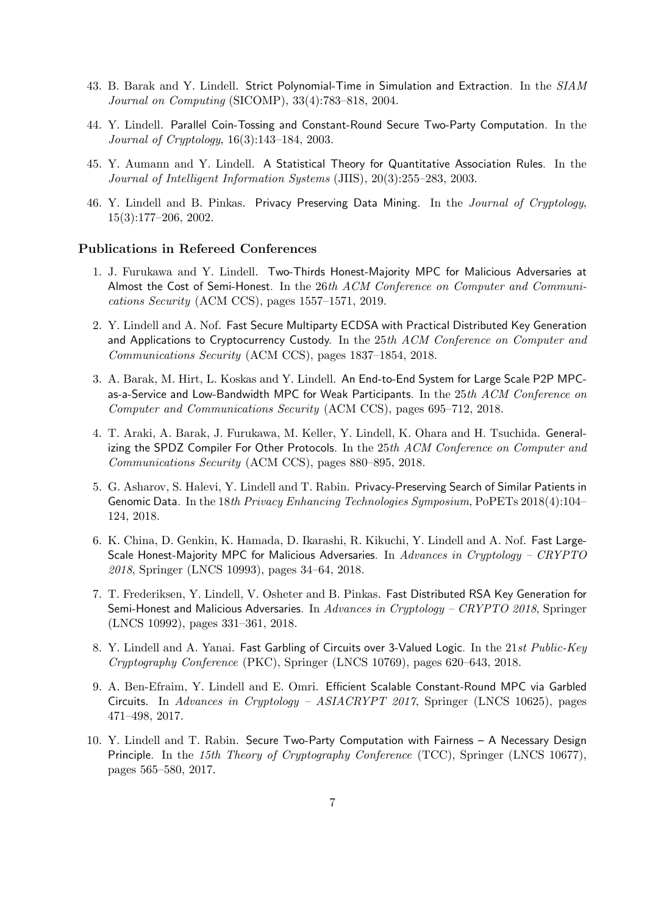43. B. Barak and Y. Lindell. Strict Polynomial-Time in Simulation and Extraction. In the *SIAM Journal on Computing* (SICOMP), 33(4):783–818, 2004.

44. Y. Lindell. Parallel Coin-Tossing and Constant-Round Secure Two-Party Computation. In the *Journal of Cryptology*, 16(3):143–184, 2003.

45. Y. Aumann and Y. Lindell. A Statistical Theory for Quantitative Association Rules. In the *Journal of Intelligent Information Systems* (JIIS), 20(3):255–283, 2003.

46. Y. Lindell and B. Pinkas. Privacy Preserving Data Mining. In the *Journal of Cryptology*, 15(3):177–206, 2002.

### Publications in Refereed Conferences

1. J. Furukawa and Y. Lindell. Two-Thirds Honest-Majority MPC for Malicious Adversaries at Almost the Cost of Semi-Honest. In the 26*th ACM Conference on Computer and Communications Security* (ACM CCS), pages 1557–1571, 2019.

2. Y. Lindell and A. Nof. Fast Secure Multiparty ECDSA with Practical Distributed Key Generation and Applications to Cryptocurrency Custody. In the 25*th ACM Conference on Computer and Communications Security* (ACM CCS), pages 1837–1854, 2018.

3. A. Barak, M. Hirt, L. Koskas and Y. Lindell. An End-to-End System for Large Scale P2P MPC-as-a-Service and Low-Bandwidth MPC for Weak Participants. In the 25*th ACM Conference on Computer and Communications Security* (ACM CCS), pages 695–712, 2018.

4. T. Araki, A. Barak, J. Furukawa, M. Keller, Y. Lindell, K. Ohara and H. Tsuchida. Generalizing the SPDZ Compiler For Other Protocols. In the 25*th ACM Conference on Computer and Communications Security* (ACM CCS), pages 880–895, 2018.

5. G. Asharov, S. Halevi, Y. Lindell and T. Rabin. Privacy-Preserving Search of Similar Patients in Genomic Data. In the 18*th Privacy Enhancing Technologies Symposium*, PoPETs 2018(4):104–124, 2018.

6. K. China, D. Genkin, K. Hamada, D. Ikarashi, R. Kikuchi, Y. Lindell and A. Nof. Fast Large-Scale Honest-Majority MPC for Malicious Adversaries. In *Advances in Cryptology – CRYPTO 2018*, Springer (LNCS 10993), pages 34–64, 2018.

7. T. Frederiksen, Y. Lindell, V. Osheter and B. Pinkas. Fast Distributed RSA Key Generation for Semi-Honest and Malicious Adversaries. In *Advances in Cryptology – CRYPTO 2018*, Springer (LNCS 10992), pages 331–361, 2018.

8. Y. Lindell and A. Yanai. Fast Garbling of Circuits over 3-Valued Logic. In the 21*st Public-Key Cryptography Conference* (PKC), Springer (LNCS 10769), pages 620–643, 2018.

9. A. Ben-Efraim, Y. Lindell and E. Omri. Efficient Scalable Constant-Round MPC via Garbled Circuits. In *Advances in Cryptology – ASIACRYPT 2017*, Springer (LNCS 10625), pages 471–498, 2017.

10. Y. Lindell and T. Rabin. Secure Two-Party Computation with Fairness – A Necessary Design Principle. In the *15th Theory of Cryptography Conference* (TCC), Springer (LNCS 10677), pages 565–580, 2017.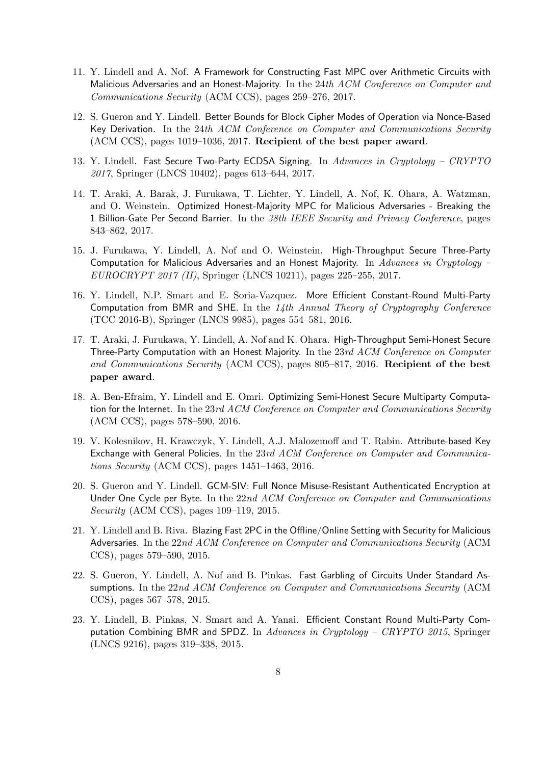11. Y. Lindell and A. Nof. A Framework for Constructing Fast MPC over Arithmetic Circuits with Malicious Adversaries and an Honest-Majority. In the 24*th ACM Conference on Computer and Communications Security* (ACM CCS), pages 259–276, 2017.

12. S. Gueron and Y. Lindell. Better Bounds for Block Cipher Modes of Operation via Nonce-Based Key Derivation. In the 24*th ACM Conference on Computer and Communications Security* (ACM CCS), pages 1019–1036, 2017. **Recipient of the best paper award**.

13. Y. Lindell. Fast Secure Two-Party ECDSA Signing. In *Advances in Cryptology – CRYPTO 2017*, Springer (LNCS 10402), pages 613–644, 2017.

14. T. Araki, A. Barak, J. Furukawa, T. Lichter, Y. Lindell, A. Nof, K. Ohara, A. Watzman, and O. Weinstein. Optimized Honest-Majority MPC for Malicious Adversaries - Breaking the 1 Billion-Gate Per Second Barrier. In the *38th IEEE Security and Privacy Conference*, pages 843–862, 2017.

15. J. Furukawa, Y. Lindell, A. Nof and O. Weinstein. High-Throughput Secure Three-Party Computation for Malicious Adversaries and an Honest Majority. In *Advances in Cryptology – EUROCRYPT 2017 (II)*, Springer (LNCS 10211), pages 225–255, 2017.

16. Y. Lindell, N.P. Smart and E. Soria-Vazquez. More Efficient Constant-Round Multi-Party Computation from BMR and SHE. In the *14th Annual Theory of Cryptography Conference* (TCC 2016-B), Springer (LNCS 9985), pages 554–581, 2016.

17. T. Araki, J. Furukawa, Y. Lindell, A. Nof and K. Ohara. High-Throughput Semi-Honest Secure Three-Party Computation with an Honest Majority. In the 23*rd ACM Conference on Computer and Communications Security* (ACM CCS), pages 805–817, 2016. **Recipient of the best paper award**.

18. A. Ben-Efraim, Y. Lindell and E. Omri. Optimizing Semi-Honest Secure Multiparty Computation for the Internet. In the 23*rd ACM Conference on Computer and Communications Security* (ACM CCS), pages 578–590, 2016.

19. V. Kolesnikov, H. Krawczyk, Y. Lindell, A.J. Malozemoff and T. Rabin. Attribute-based Key Exchange with General Policies. In the 23*rd ACM Conference on Computer and Communications Security* (ACM CCS), pages 1451–1463, 2016.

20. S. Gueron and Y. Lindell. GCM-SIV: Full Nonce Misuse-Resistant Authenticated Encryption at Under One Cycle per Byte. In the 22*nd ACM Conference on Computer and Communications Security* (ACM CCS), pages 109–119, 2015.

21. Y. Lindell and B. Riva. Blazing Fast 2PC in the Offline/Online Setting with Security for Malicious Adversaries. In the 22*nd ACM Conference on Computer and Communications Security* (ACM CCS), pages 579–590, 2015.

22. S. Gueron, Y. Lindell, A. Nof and B. Pinkas. Fast Garbling of Circuits Under Standard Assumptions. In the 22*nd ACM Conference on Computer and Communications Security* (ACM CCS), pages 567–578, 2015.

23. Y. Lindell, B. Pinkas, N. Smart and A. Yanai. Efficient Constant Round Multi-Party Computation Combining BMR and SPDZ. In *Advances in Cryptology – CRYPTO 2015*, Springer (LNCS 9216), pages 319–338, 2015.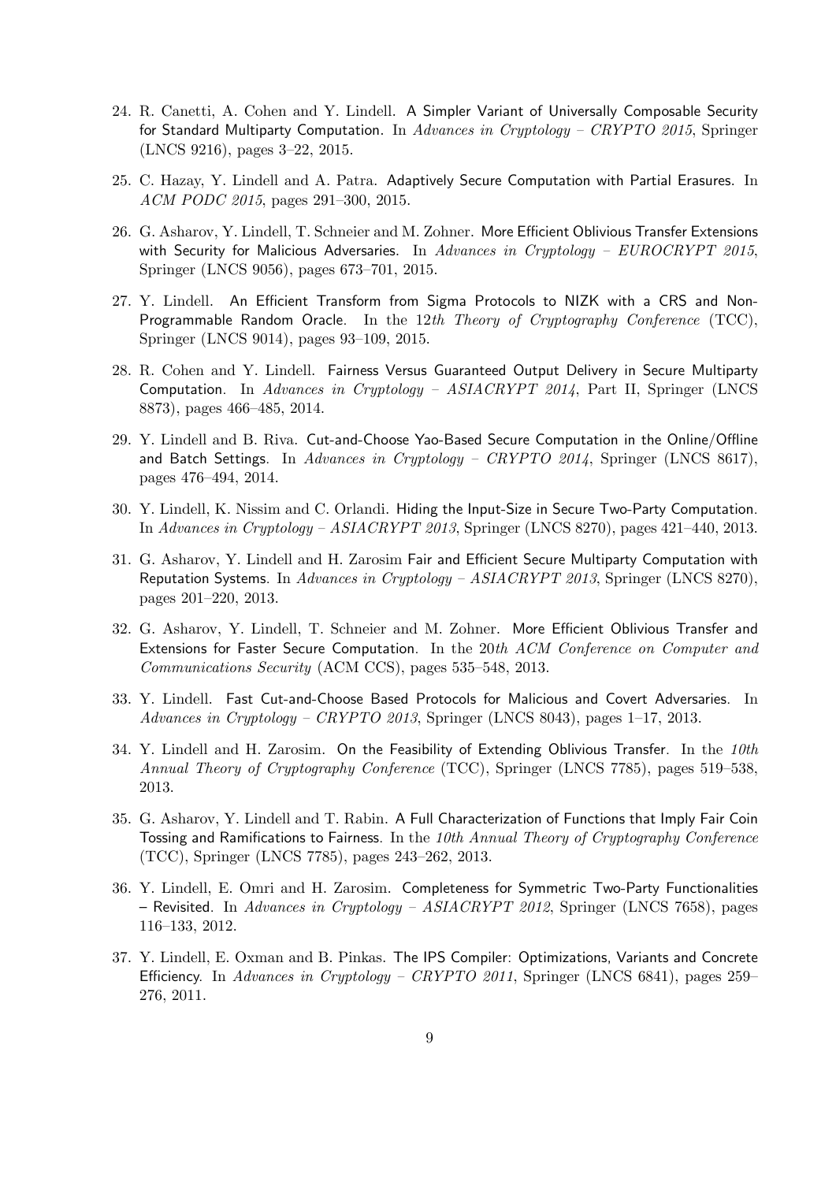24. R. Canetti, A. Cohen and Y. Lindell. A Simpler Variant of Universally Composable Security for Standard Multiparty Computation. In *Advances in Cryptology – CRYPTO 2015*, Springer (LNCS 9216), pages 3–22, 2015.

25. C. Hazay, Y. Lindell and A. Patra. Adaptively Secure Computation with Partial Erasures. In *ACM PODC 2015*, pages 291–300, 2015.

26. G. Asharov, Y. Lindell, T. Schneier and M. Zohner. More Efficient Oblivious Transfer Extensions with Security for Malicious Adversaries. In *Advances in Cryptology – EUROCRYPT 2015*, Springer (LNCS 9056), pages 673–701, 2015.

27. Y. Lindell. An Efficient Transform from Sigma Protocols to NIZK with a CRS and Non-Programmable Random Oracle. In the *12th Theory of Cryptography Conference* (TCC), Springer (LNCS 9014), pages 93–109, 2015.

28. R. Cohen and Y. Lindell. Fairness Versus Guaranteed Output Delivery in Secure Multiparty Computation. In *Advances in Cryptology – ASIACRYPT 2014*, Part II, Springer (LNCS 8873), pages 466–485, 2014.

29. Y. Lindell and B. Riva. Cut-and-Choose Yao-Based Secure Computation in the Online/Offline and Batch Settings. In *Advances in Cryptology – CRYPTO 2014*, Springer (LNCS 8617), pages 476–494, 2014.

30. Y. Lindell, K. Nissim and C. Orlandi. Hiding the Input-Size in Secure Two-Party Computation. In *Advances in Cryptology – ASIACRYPT 2013*, Springer (LNCS 8270), pages 421–440, 2013.

31. G. Asharov, Y. Lindell and H. Zarosim Fair and Efficient Secure Multiparty Computation with Reputation Systems. In *Advances in Cryptology – ASIACRYPT 2013*, Springer (LNCS 8270), pages 201–220, 2013.

32. G. Asharov, Y. Lindell, T. Schneier and M. Zohner. More Efficient Oblivious Transfer and Extensions for Faster Secure Computation. In the *20th ACM Conference on Computer and Communications Security* (ACM CCS), pages 535–548, 2013.

33. Y. Lindell. Fast Cut-and-Choose Based Protocols for Malicious and Covert Adversaries. In *Advances in Cryptology – CRYPTO 2013*, Springer (LNCS 8043), pages 1–17, 2013.

34. Y. Lindell and H. Zarosim. On the Feasibility of Extending Oblivious Transfer. In the *10th Annual Theory of Cryptography Conference* (TCC), Springer (LNCS 7785), pages 519–538, 2013.

35. G. Asharov, Y. Lindell and T. Rabin. A Full Characterization of Functions that Imply Fair Coin Tossing and Ramifications to Fairness. In the *10th Annual Theory of Cryptography Conference* (TCC), Springer (LNCS 7785), pages 243–262, 2013.

36. Y. Lindell, E. Omri and H. Zarosim. Completeness for Symmetric Two-Party Functionalities – Revisited. In *Advances in Cryptology – ASIACRYPT 2012*, Springer (LNCS 7658), pages 116–133, 2012.

37. Y. Lindell, E. Oxman and B. Pinkas. The IPS Compiler: Optimizations, Variants and Concrete Efficiency. In *Advances in Cryptology – CRYPTO 2011*, Springer (LNCS 6841), pages 259–276, 2011.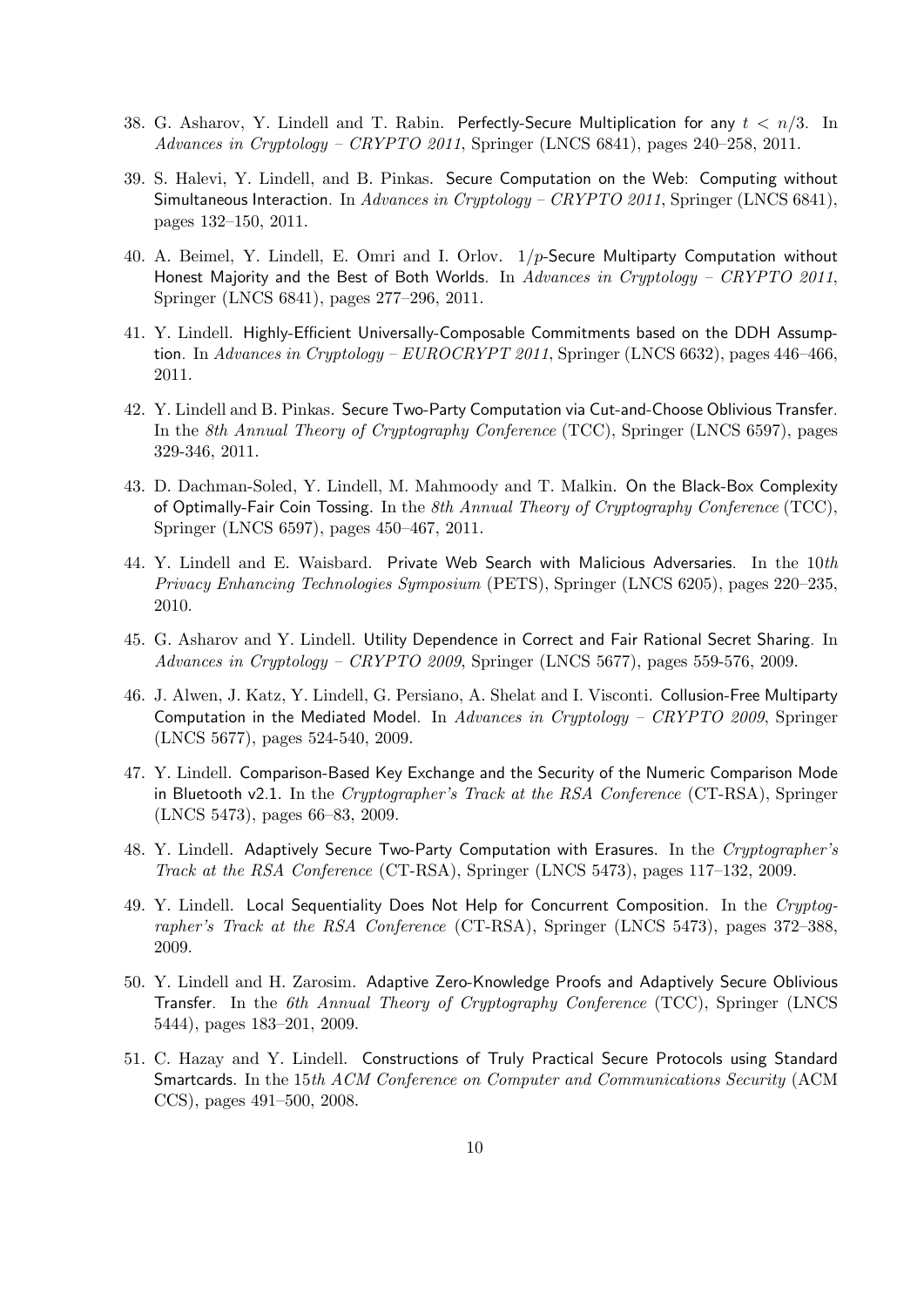38. G. Asharov, Y. Lindell and T. Rabin. Perfectly-Secure Multiplication for any $t < n/3$. In *Advances in Cryptology – CRYPTO 2011*, Springer (LNCS 6841), pages 240–258, 2011.

39. S. Halevi, Y. Lindell, and B. Pinkas. Secure Computation on the Web: Computing without Simultaneous Interaction. In *Advances in Cryptology – CRYPTO 2011*, Springer (LNCS 6841), pages 132–150, 2011.

40. A. Beimel, Y. Lindell, E. Omri and I. Orlov. $1/p$-Secure Multiparty Computation without Honest Majority and the Best of Both Worlds. In *Advances in Cryptology – CRYPTO 2011*, Springer (LNCS 6841), pages 277–296, 2011.

41. Y. Lindell. Highly-Efficient Universally-Composable Commitments based on the DDH Assumption. In *Advances in Cryptology – EUROCRYPT 2011*, Springer (LNCS 6632), pages 446–466, 2011.

42. Y. Lindell and B. Pinkas. Secure Two-Party Computation via Cut-and-Choose Oblivious Transfer. In the *8th Annual Theory of Cryptography Conference* (TCC), Springer (LNCS 6597), pages 329-346, 2011.

43. D. Dachman-Soled, Y. Lindell, M. Mahmoody and T. Malkin. On the Black-Box Complexity of Optimally-Fair Coin Tossing. In the *8th Annual Theory of Cryptography Conference* (TCC), Springer (LNCS 6597), pages 450–467, 2011.

44. Y. Lindell and E. Waisbard. Private Web Search with Malicious Adversaries. In the *10th Privacy Enhancing Technologies Symposium* (PETS), Springer (LNCS 6205), pages 220–235, 2010.

45. G. Asharov and Y. Lindell. Utility Dependence in Correct and Fair Rational Secret Sharing. In *Advances in Cryptology – CRYPTO 2009*, Springer (LNCS 5677), pages 559-576, 2009.

46. J. Alwen, J. Katz, Y. Lindell, G. Persiano, A. Shelat and I. Visconti. Collusion-Free Multiparty Computation in the Mediated Model. In *Advances in Cryptology – CRYPTO 2009*, Springer (LNCS 5677), pages 524-540, 2009.

47. Y. Lindell. Comparison-Based Key Exchange and the Security of the Numeric Comparison Mode in Bluetooth v2.1. In the *Cryptographer's Track at the RSA Conference* (CT-RSA), Springer (LNCS 5473), pages 66–83, 2009.

48. Y. Lindell. Adaptively Secure Two-Party Computation with Erasures. In the *Cryptographer's Track at the RSA Conference* (CT-RSA), Springer (LNCS 5473), pages 117–132, 2009.

49. Y. Lindell. Local Sequentiality Does Not Help for Concurrent Composition. In the *Cryptographer's Track at the RSA Conference* (CT-RSA), Springer (LNCS 5473), pages 372–388, 2009.

50. Y. Lindell and H. Zarosim. Adaptive Zero-Knowledge Proofs and Adaptively Secure Oblivious Transfer. In the *6th Annual Theory of Cryptography Conference* (TCC), Springer (LNCS 5444), pages 183–201, 2009.

51. C. Hazay and Y. Lindell. Constructions of Truly Practical Secure Protocols using Standard Smartcards. In the *15th ACM Conference on Computer and Communications Security* (ACM CCS), pages 491–500, 2008.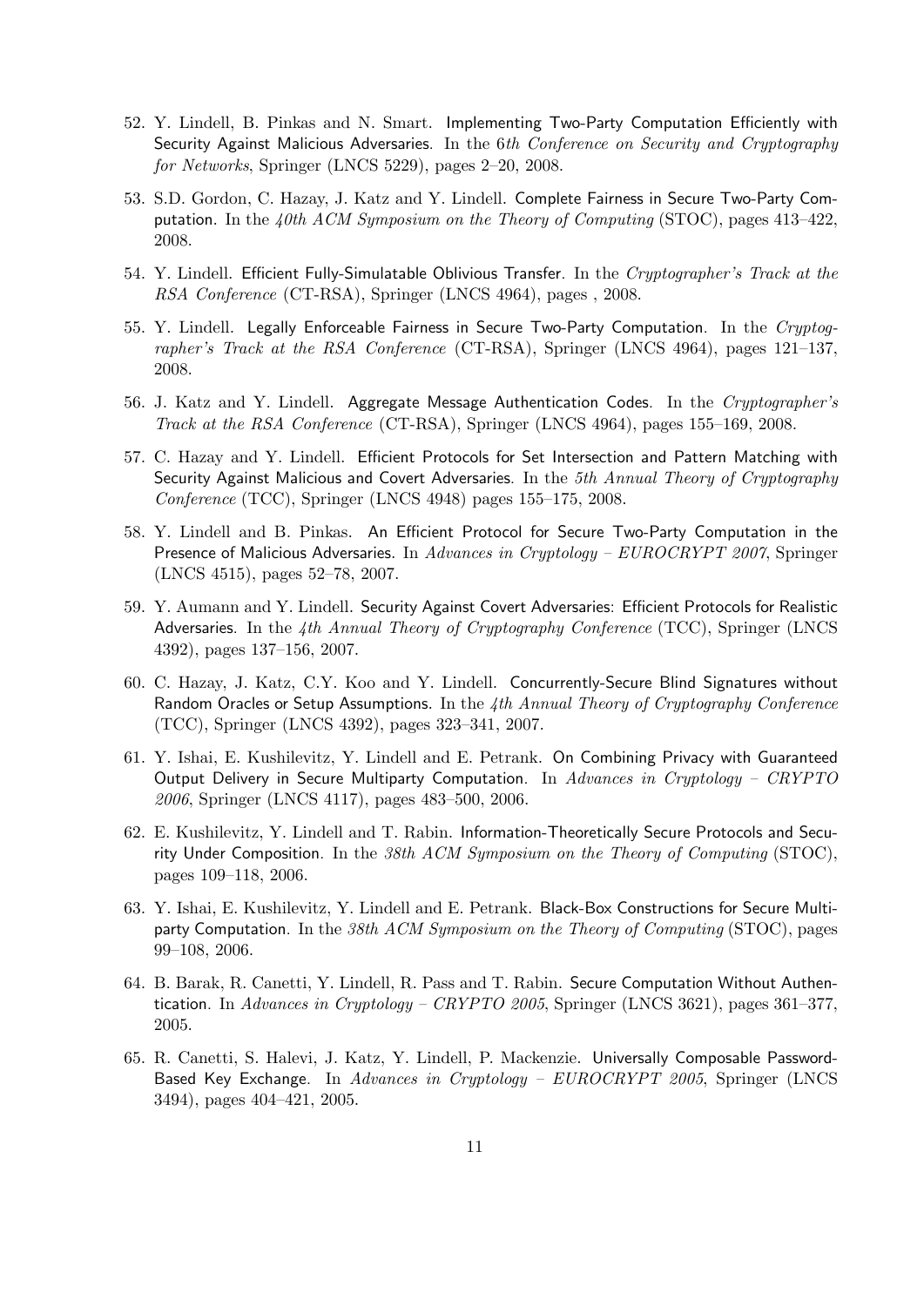52. Y. Lindell, B. Pinkas and N. Smart. Implementing Two-Party Computation Efficiently with Security Against Malicious Adversaries. In the 6*th Conference on Security and Cryptography for Networks*, Springer (LNCS 5229), pages 2–20, 2008.

53. S.D. Gordon, C. Hazay, J. Katz and Y. Lindell. Complete Fairness in Secure Two-Party Computation. In the *40th ACM Symposium on the Theory of Computing* (STOC), pages 413–422, 2008.

54. Y. Lindell. Efficient Fully-Simulatable Oblivious Transfer. In the *Cryptographer's Track at the RSA Conference* (CT-RSA), Springer (LNCS 4964), pages , 2008.

55. Y. Lindell. Legally Enforceable Fairness in Secure Two-Party Computation. In the *Cryptographer's Track at the RSA Conference* (CT-RSA), Springer (LNCS 4964), pages 121–137, 2008.

56. J. Katz and Y. Lindell. Aggregate Message Authentication Codes. In the *Cryptographer's Track at the RSA Conference* (CT-RSA), Springer (LNCS 4964), pages 155–169, 2008.

57. C. Hazay and Y. Lindell. Efficient Protocols for Set Intersection and Pattern Matching with Security Against Malicious and Covert Adversaries. In the *5th Annual Theory of Cryptography Conference* (TCC), Springer (LNCS 4948) pages 155–175, 2008.

58. Y. Lindell and B. Pinkas. An Efficient Protocol for Secure Two-Party Computation in the Presence of Malicious Adversaries. In *Advances in Cryptology – EUROCRYPT 2007*, Springer (LNCS 4515), pages 52–78, 2007.

59. Y. Aumann and Y. Lindell. Security Against Covert Adversaries: Efficient Protocols for Realistic Adversaries. In the *4th Annual Theory of Cryptography Conference* (TCC), Springer (LNCS 4392), pages 137–156, 2007.

60. C. Hazay, J. Katz, C.Y. Koo and Y. Lindell. Concurrently-Secure Blind Signatures without Random Oracles or Setup Assumptions. In the *4th Annual Theory of Cryptography Conference* (TCC), Springer (LNCS 4392), pages 323–341, 2007.

61. Y. Ishai, E. Kushilevitz, Y. Lindell and E. Petrank. On Combining Privacy with Guaranteed Output Delivery in Secure Multiparty Computation. In *Advances in Cryptology – CRYPTO 2006*, Springer (LNCS 4117), pages 483–500, 2006.

62. E. Kushilevitz, Y. Lindell and T. Rabin. Information-Theoretically Secure Protocols and Security Under Composition. In the *38th ACM Symposium on the Theory of Computing* (STOC), pages 109–118, 2006.

63. Y. Ishai, E. Kushilevitz, Y. Lindell and E. Petrank. Black-Box Constructions for Secure Multiparty Computation. In the *38th ACM Symposium on the Theory of Computing* (STOC), pages 99–108, 2006.

64. B. Barak, R. Canetti, Y. Lindell, R. Pass and T. Rabin. Secure Computation Without Authentication. In *Advances in Cryptology – CRYPTO 2005*, Springer (LNCS 3621), pages 361–377, 2005.

65. R. Canetti, S. Halevi, J. Katz, Y. Lindell, P. Mackenzie. Universally Composable Password-Based Key Exchange. In *Advances in Cryptology – EUROCRYPT 2005*, Springer (LNCS 3494), pages 404–421, 2005.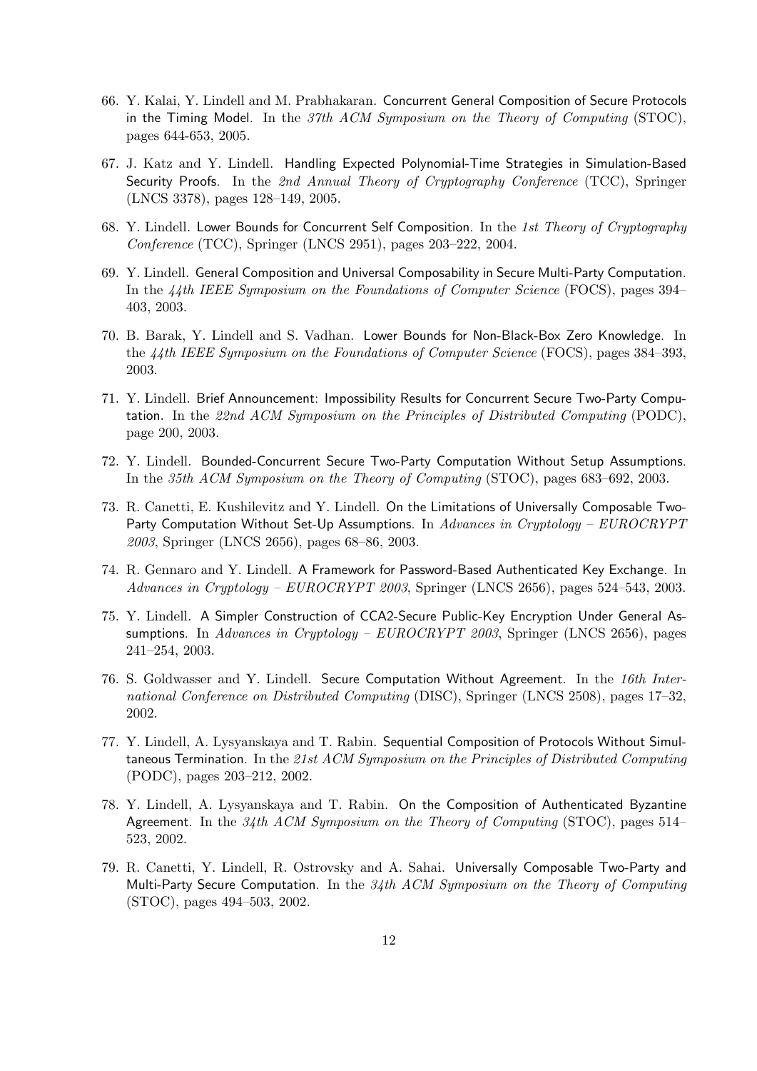66. Y. Kalai, Y. Lindell and M. Prabhakaran. Concurrent General Composition of Secure Protocols in the Timing Model. In the *37th ACM Symposium on the Theory of Computing* (STOC), pages 644-653, 2005.

67. J. Katz and Y. Lindell. Handling Expected Polynomial-Time Strategies in Simulation-Based Security Proofs. In the *2nd Annual Theory of Cryptography Conference* (TCC), Springer (LNCS 3378), pages 128–149, 2005.

68. Y. Lindell. Lower Bounds for Concurrent Self Composition. In the *1st Theory of Cryptography Conference* (TCC), Springer (LNCS 2951), pages 203–222, 2004.

69. Y. Lindell. General Composition and Universal Composability in Secure Multi-Party Computation. In the *44th IEEE Symposium on the Foundations of Computer Science* (FOCS), pages 394–403, 2003.

70. B. Barak, Y. Lindell and S. Vadhan. Lower Bounds for Non-Black-Box Zero Knowledge. In the *44th IEEE Symposium on the Foundations of Computer Science* (FOCS), pages 384–393, 2003.

71. Y. Lindell. Brief Announcement: Impossibility Results for Concurrent Secure Two-Party Computation. In the *22nd ACM Symposium on the Principles of Distributed Computing* (PODC), page 200, 2003.

72. Y. Lindell. Bounded-Concurrent Secure Two-Party Computation Without Setup Assumptions. In the *35th ACM Symposium on the Theory of Computing* (STOC), pages 683–692, 2003.

73. R. Canetti, E. Kushilevitz and Y. Lindell. On the Limitations of Universally Composable Two-Party Computation Without Set-Up Assumptions. In *Advances in Cryptology – EUROCRYPT 2003*, Springer (LNCS 2656), pages 68–86, 2003.

74. R. Gennaro and Y. Lindell. A Framework for Password-Based Authenticated Key Exchange. In *Advances in Cryptology – EUROCRYPT 2003*, Springer (LNCS 2656), pages 524–543, 2003.

75. Y. Lindell. A Simpler Construction of CCA2-Secure Public-Key Encryption Under General Assumptions. In *Advances in Cryptology – EUROCRYPT 2003*, Springer (LNCS 2656), pages 241–254, 2003.

76. S. Goldwasser and Y. Lindell. Secure Computation Without Agreement. In the *16th International Conference on Distributed Computing* (DISC), Springer (LNCS 2508), pages 17–32, 2002.

77. Y. Lindell, A. Lysyanskaya and T. Rabin. Sequential Composition of Protocols Without Simultaneous Termination. In the *21st ACM Symposium on the Principles of Distributed Computing* (PODC), pages 203–212, 2002.

78. Y. Lindell, A. Lysyanskaya and T. Rabin. On the Composition of Authenticated Byzantine Agreement. In the *34th ACM Symposium on the Theory of Computing* (STOC), pages 514–523, 2002.

79. R. Canetti, Y. Lindell, R. Ostrovsky and A. Sahai. Universally Composable Two-Party and Multi-Party Secure Computation. In the *34th ACM Symposium on the Theory of Computing* (STOC), pages 494–503, 2002.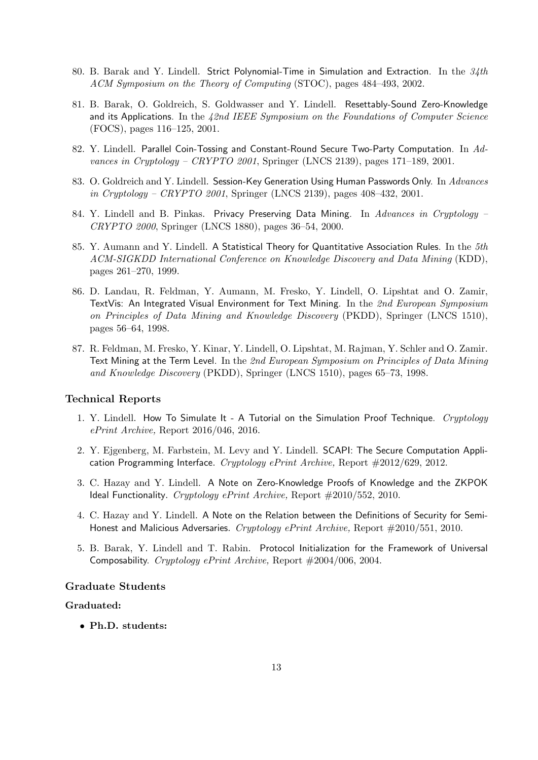80. B. Barak and Y. Lindell. Strict Polynomial-Time in Simulation and Extraction. In the *34th ACM Symposium on the Theory of Computing* (STOC), pages 484–493, 2002.

81. B. Barak, O. Goldreich, S. Goldwasser and Y. Lindell. Resettably-Sound Zero-Knowledge and its Applications. In the *42nd IEEE Symposium on the Foundations of Computer Science* (FOCS), pages 116–125, 2001.

82. Y. Lindell. Parallel Coin-Tossing and Constant-Round Secure Two-Party Computation. In *Advances in Cryptology – CRYPTO 2001*, Springer (LNCS 2139), pages 171–189, 2001.

83. O. Goldreich and Y. Lindell. Session-Key Generation Using Human Passwords Only. In *Advances in Cryptology – CRYPTO 2001*, Springer (LNCS 2139), pages 408–432, 2001.

84. Y. Lindell and B. Pinkas. Privacy Preserving Data Mining. In *Advances in Cryptology – CRYPTO 2000*, Springer (LNCS 1880), pages 36–54, 2000.

85. Y. Aumann and Y. Lindell. A Statistical Theory for Quantitative Association Rules. In the *5th ACM-SIGKDD International Conference on Knowledge Discovery and Data Mining* (KDD), pages 261–270, 1999.

86. D. Landau, R. Feldman, Y. Aumann, M. Fresko, Y. Lindell, O. Lipshtat and O. Zamir, TextVis: An Integrated Visual Environment for Text Mining. In the *2nd European Symposium on Principles of Data Mining and Knowledge Discovery* (PKDD), Springer (LNCS 1510), pages 56–64, 1998.

87. R. Feldman, M. Fresko, Y. Kinar, Y. Lindell, O. Lipshtat, M. Rajman, Y. Schler and O. Zamir. Text Mining at the Term Level. In the *2nd European Symposium on Principles of Data Mining and Knowledge Discovery* (PKDD), Springer (LNCS 1510), pages 65–73, 1998.

### Technical Reports

1. Y. Lindell. How To Simulate It - A Tutorial on the Simulation Proof Technique. *Cryptology ePrint Archive,* Report 2016/046, 2016.

2. Y. Ejgenberg, M. Farbstein, M. Levy and Y. Lindell. SCAPI: The Secure Computation Application Programming Interface. *Cryptology ePrint Archive,* Report #2012/629, 2012.

3. C. Hazay and Y. Lindell. A Note on Zero-Knowledge Proofs of Knowledge and the ZKPOK Ideal Functionality. *Cryptology ePrint Archive,* Report #2010/552, 2010.

4. C. Hazay and Y. Lindell. A Note on the Relation between the Definitions of Security for Semi-Honest and Malicious Adversaries. *Cryptology ePrint Archive,* Report #2010/551, 2010.

5. B. Barak, Y. Lindell and T. Rabin. Protocol Initialization for the Framework of Universal Composability. *Cryptology ePrint Archive,* Report #2004/006, 2004.

### Graduate Students

**Graduated:**

- **Ph.D. students:**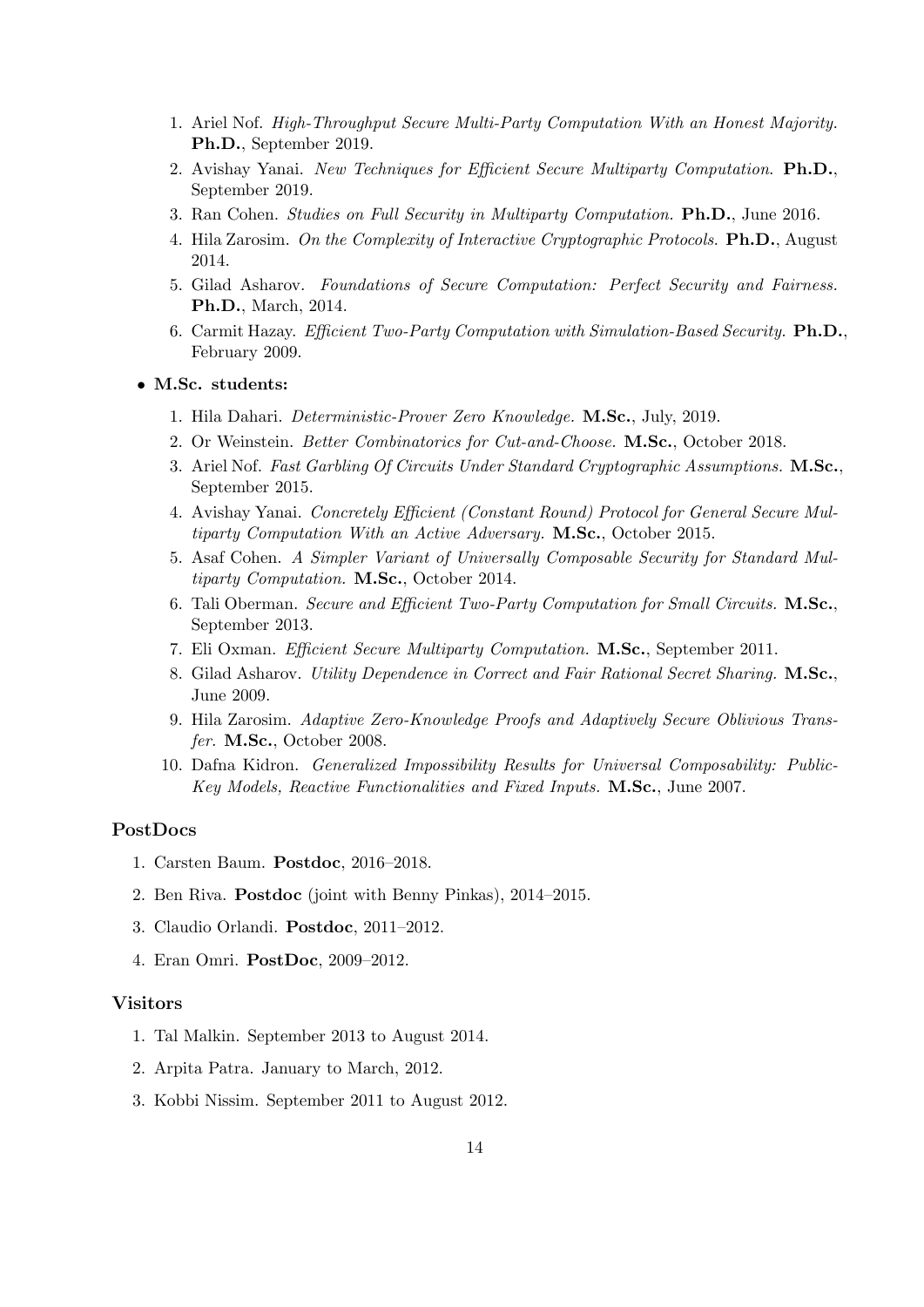1. Ariel Nof. *High-Throughput Secure Multi-Party Computation With an Honest Majority.* **Ph.D.**, September 2019.
2. Avishay Yanai. *New Techniques for Efficient Secure Multiparty Computation.* **Ph.D.**, September 2019.
3. Ran Cohen. *Studies on Full Security in Multiparty Computation.* **Ph.D.**, June 2016.
4. Hila Zarosim. *On the Complexity of Interactive Cryptographic Protocols.* **Ph.D.**, August 2014.
5. Gilad Asharov. *Foundations of Secure Computation: Perfect Security and Fairness.* **Ph.D.**, March, 2014.
6. Carmit Hazay. *Efficient Two-Party Computation with Simulation-Based Security.* **Ph.D.**, February 2009.

- **M.Sc. students:**
  1. Hila Dahari. *Deterministic-Prover Zero Knowledge.* **M.Sc.**, July, 2019.
  2. Or Weinstein. *Better Combinatorics for Cut-and-Choose.* **M.Sc.**, October 2018.
  3. Ariel Nof. *Fast Garbling Of Circuits Under Standard Cryptographic Assumptions.* **M.Sc.**, September 2015.
  4. Avishay Yanai. *Concretely Efficient (Constant Round) Protocol for General Secure Multiparty Computation With an Active Adversary.* **M.Sc.**, October 2015.
  5. Asaf Cohen. *A Simpler Variant of Universally Composable Security for Standard Multiparty Computation.* **M.Sc.**, October 2014.
  6. Tali Oberman. *Secure and Efficient Two-Party Computation for Small Circuits.* **M.Sc.**, September 2013.
  7. Eli Oxman. *Efficient Secure Multiparty Computation.* **M.Sc.**, September 2011.
  8. Gilad Asharov. *Utility Dependence in Correct and Fair Rational Secret Sharing.* **M.Sc.**, June 2009.
  9. Hila Zarosim. *Adaptive Zero-Knowledge Proofs and Adaptively Secure Oblivious Transfer.* **M.Sc.**, October 2008.
  10. Dafna Kidron. *Generalized Impossibility Results for Universal Composability: Public-Key Models, Reactive Functionalities and Fixed Inputs.* **M.Sc.**, June 2007.

### PostDocs

1. Carsten Baum. **Postdoc**, 2016–2018.
2. Ben Riva. **Postdoc** (joint with Benny Pinkas), 2014–2015.
3. Claudio Orlandi. **Postdoc**, 2011–2012.
4. Eran Omri. **PostDoc**, 2009–2012.

### Visitors

1. Tal Malkin. September 2013 to August 2014.
2. Arpita Patra. January to March, 2012.
3. Kobbi Nissim. September 2011 to August 2012.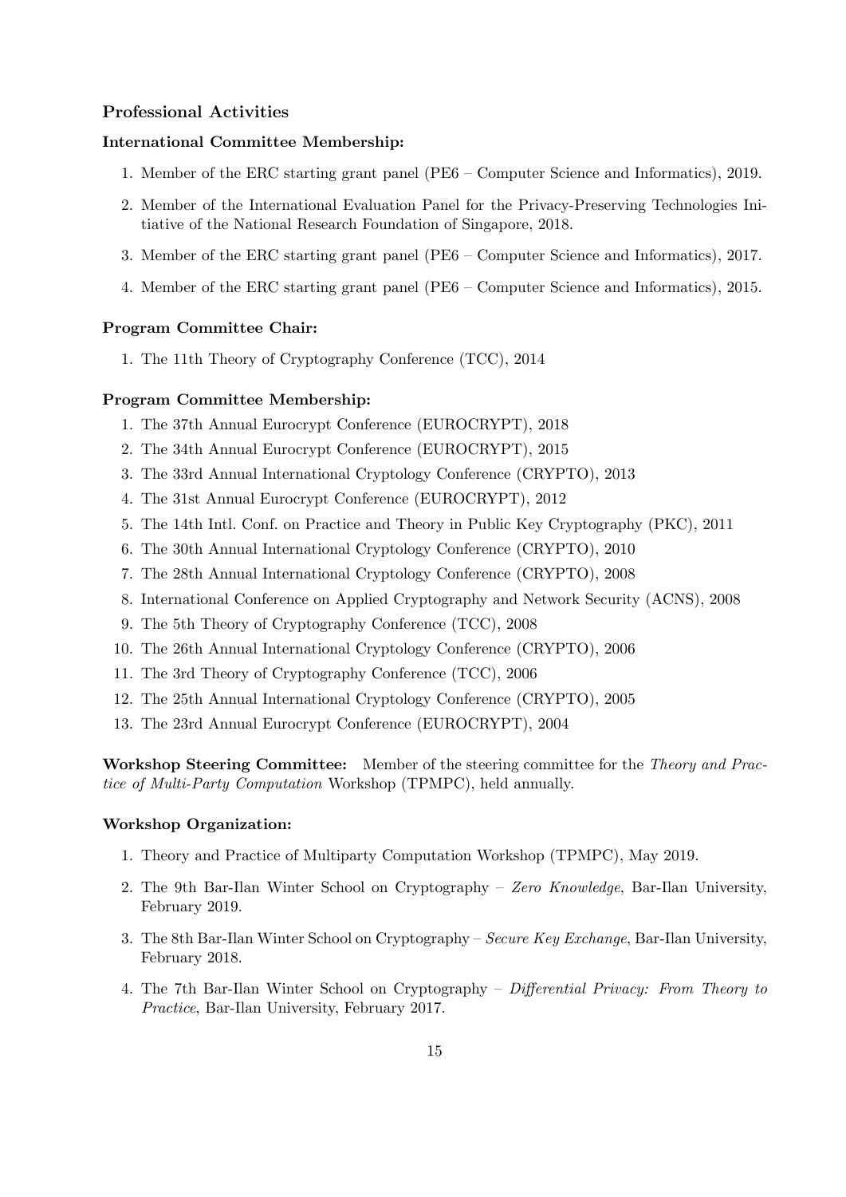## Professional Activities

### International Committee Membership:

1. Member of the ERC starting grant panel (PE6 – Computer Science and Informatics), 2019.
2. Member of the International Evaluation Panel for the Privacy-Preserving Technologies Initiative of the National Research Foundation of Singapore, 2018.
3. Member of the ERC starting grant panel (PE6 – Computer Science and Informatics), 2017.
4. Member of the ERC starting grant panel (PE6 – Computer Science and Informatics), 2015.

### Program Committee Chair:

1. The 11th Theory of Cryptography Conference (TCC), 2014

### Program Committee Membership:

1. The 37th Annual Eurocrypt Conference (EUROCRYPT), 2018
2. The 34th Annual Eurocrypt Conference (EUROCRYPT), 2015
3. The 33rd Annual International Cryptology Conference (CRYPTO), 2013
4. The 31st Annual Eurocrypt Conference (EUROCRYPT), 2012
5. The 14th Intl. Conf. on Practice and Theory in Public Key Cryptography (PKC), 2011
6. The 30th Annual International Cryptology Conference (CRYPTO), 2010
7. The 28th Annual International Cryptology Conference (CRYPTO), 2008
8. International Conference on Applied Cryptography and Network Security (ACNS), 2008
9. The 5th Theory of Cryptography Conference (TCC), 2008
10. The 26th Annual International Cryptology Conference (CRYPTO), 2006
11. The 3rd Theory of Cryptography Conference (TCC), 2006
12. The 25th Annual International Cryptology Conference (CRYPTO), 2005
13. The 23rd Annual Eurocrypt Conference (EUROCRYPT), 2004

**Workshop Steering Committee:** Member of the steering committee for the *Theory and Practice of Multi-Party Computation* Workshop (TPMPC), held annually.

### Workshop Organization:

1. Theory and Practice of Multiparty Computation Workshop (TPMPC), May 2019.
2. The 9th Bar-Ilan Winter School on Cryptography – *Zero Knowledge*, Bar-Ilan University, February 2019.
3. The 8th Bar-Ilan Winter School on Cryptography – *Secure Key Exchange*, Bar-Ilan University, February 2018.
4. The 7th Bar-Ilan Winter School on Cryptography – *Differential Privacy: From Theory to Practice*, Bar-Ilan University, February 2017.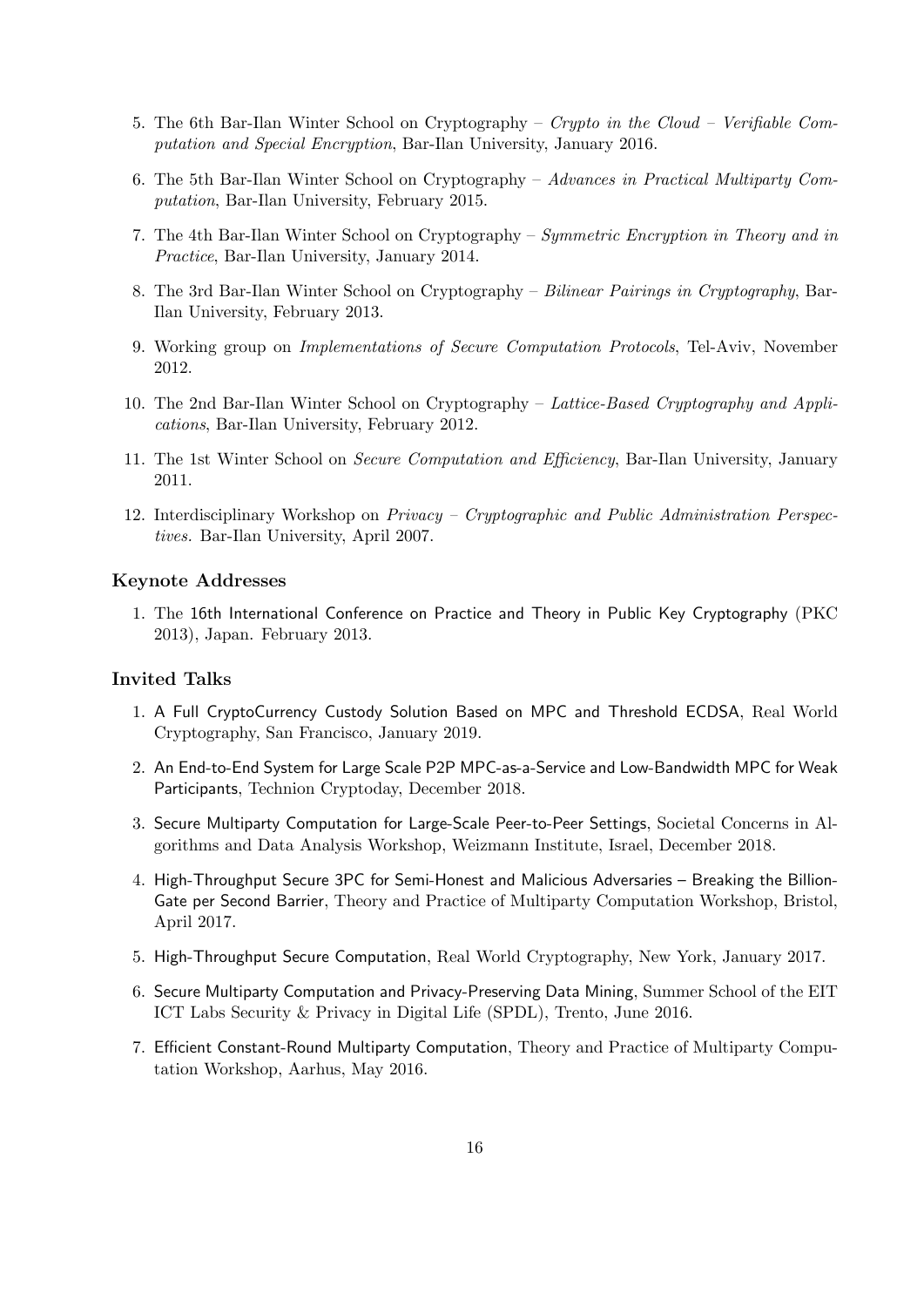5. The 6th Bar-Ilan Winter School on Cryptography – *Crypto in the Cloud – Verifiable Computation and Special Encryption*, Bar-Ilan University, January 2016.

6. The 5th Bar-Ilan Winter School on Cryptography – *Advances in Practical Multiparty Computation*, Bar-Ilan University, February 2015.

7. The 4th Bar-Ilan Winter School on Cryptography – *Symmetric Encryption in Theory and in Practice*, Bar-Ilan University, January 2014.

8. The 3rd Bar-Ilan Winter School on Cryptography – *Bilinear Pairings in Cryptography*, Bar-Ilan University, February 2013.

9. Working group on *Implementations of Secure Computation Protocols*, Tel-Aviv, November 2012.

10. The 2nd Bar-Ilan Winter School on Cryptography – *Lattice-Based Cryptography and Applications*, Bar-Ilan University, February 2012.

11. The 1st Winter School on *Secure Computation and Efficiency*, Bar-Ilan University, January 2011.

12. Interdisciplinary Workshop on *Privacy – Cryptographic and Public Administration Perspectives*. Bar-Ilan University, April 2007.

### Keynote Addresses

1. The 16th International Conference on Practice and Theory in Public Key Cryptography (PKC 2013), Japan. February 2013.

### Invited Talks

1. A Full CryptoCurrency Custody Solution Based on MPC and Threshold ECDSA, Real World Cryptography, San Francisco, January 2019.

2. An End-to-End System for Large Scale P2P MPC-as-a-Service and Low-Bandwidth MPC for Weak Participants, Technion Cryptoday, December 2018.

3. Secure Multiparty Computation for Large-Scale Peer-to-Peer Settings, Societal Concerns in Algorithms and Data Analysis Workshop, Weizmann Institute, Israel, December 2018.

4. High-Throughput Secure 3PC for Semi-Honest and Malicious Adversaries – Breaking the Billion-Gate per Second Barrier, Theory and Practice of Multiparty Computation Workshop, Bristol, April 2017.

5. High-Throughput Secure Computation, Real World Cryptography, New York, January 2017.

6. Secure Multiparty Computation and Privacy-Preserving Data Mining, Summer School of the EIT ICT Labs Security & Privacy in Digital Life (SPDL), Trento, June 2016.

7. Efficient Constant-Round Multiparty Computation, Theory and Practice of Multiparty Computation Workshop, Aarhus, May 2016.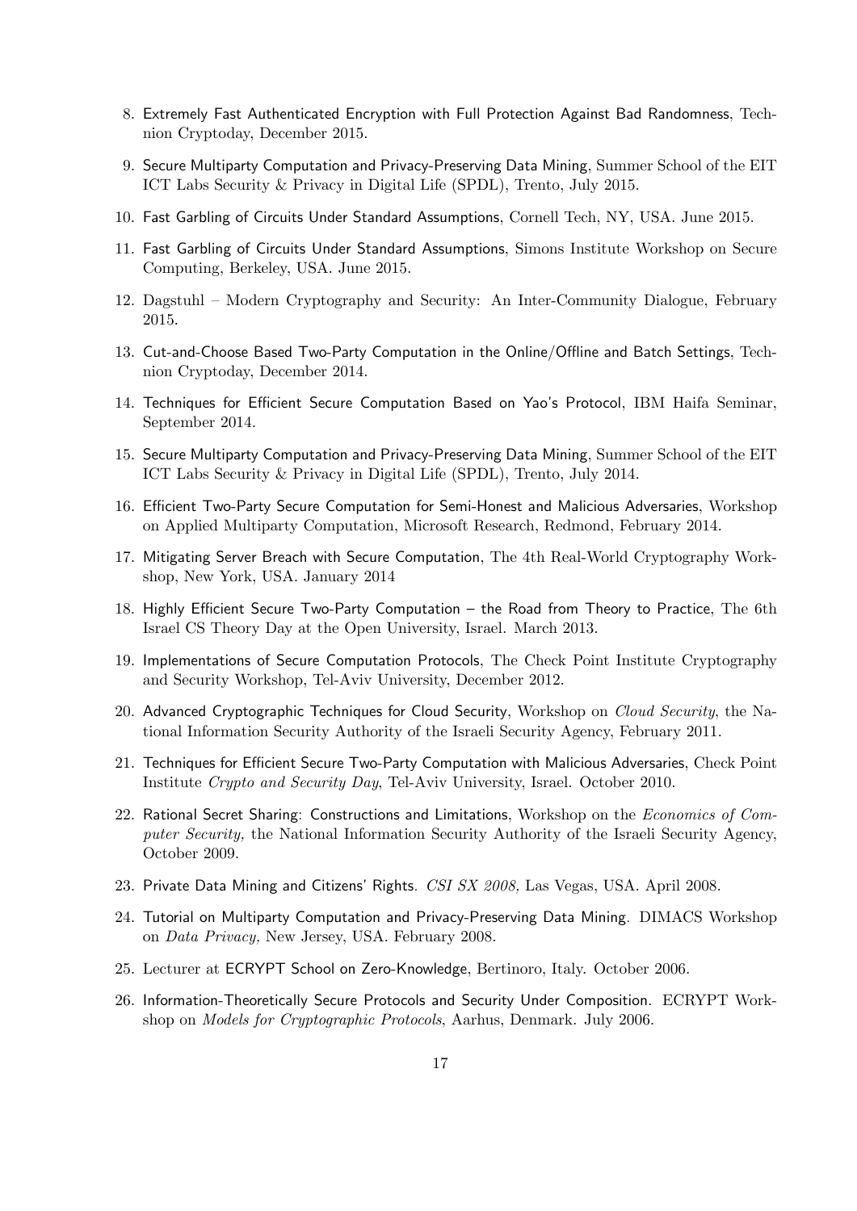8. Extremely Fast Authenticated Encryption with Full Protection Against Bad Randomness, Technion Cryptoday, December 2015.
9. Secure Multiparty Computation and Privacy-Preserving Data Mining, Summer School of the EIT ICT Labs Security & Privacy in Digital Life (SPDL), Trento, July 2015.
10. Fast Garbling of Circuits Under Standard Assumptions, Cornell Tech, NY, USA. June 2015.
11. Fast Garbling of Circuits Under Standard Assumptions, Simons Institute Workshop on Secure Computing, Berkeley, USA. June 2015.
12. Dagstuhl – Modern Cryptography and Security: An Inter-Community Dialogue, February 2015.
13. Cut-and-Choose Based Two-Party Computation in the Online/Offline and Batch Settings, Technion Cryptoday, December 2014.
14. Techniques for Efficient Secure Computation Based on Yao's Protocol, IBM Haifa Seminar, September 2014.
15. Secure Multiparty Computation and Privacy-Preserving Data Mining, Summer School of the EIT ICT Labs Security & Privacy in Digital Life (SPDL), Trento, July 2014.
16. Efficient Two-Party Secure Computation for Semi-Honest and Malicious Adversaries, Workshop on Applied Multiparty Computation, Microsoft Research, Redmond, February 2014.
17. Mitigating Server Breach with Secure Computation, The 4th Real-World Cryptography Workshop, New York, USA. January 2014
18. Highly Efficient Secure Two-Party Computation – the Road from Theory to Practice, The 6th Israel CS Theory Day at the Open University, Israel. March 2013.
19. Implementations of Secure Computation Protocols, The Check Point Institute Cryptography and Security Workshop, Tel-Aviv University, December 2012.
20. Advanced Cryptographic Techniques for Cloud Security, Workshop on *Cloud Security*, the National Information Security Authority of the Israeli Security Agency, February 2011.
21. Techniques for Efficient Secure Two-Party Computation with Malicious Adversaries, Check Point Institute *Crypto and Security Day*, Tel-Aviv University, Israel. October 2010.
22. Rational Secret Sharing: Constructions and Limitations, Workshop on the *Economics of Computer Security,* the National Information Security Authority of the Israeli Security Agency, October 2009.
23. Private Data Mining and Citizens' Rights. *CSI SX 2008,* Las Vegas, USA. April 2008.
24. Tutorial on Multiparty Computation and Privacy-Preserving Data Mining. DIMACS Workshop on *Data Privacy,* New Jersey, USA. February 2008.
25. Lecturer at ECRYPT School on Zero-Knowledge, Bertinoro, Italy. October 2006.
26. Information-Theoretically Secure Protocols and Security Under Composition. ECRYPT Workshop on *Models for Cryptographic Protocols*, Aarhus, Denmark. July 2006.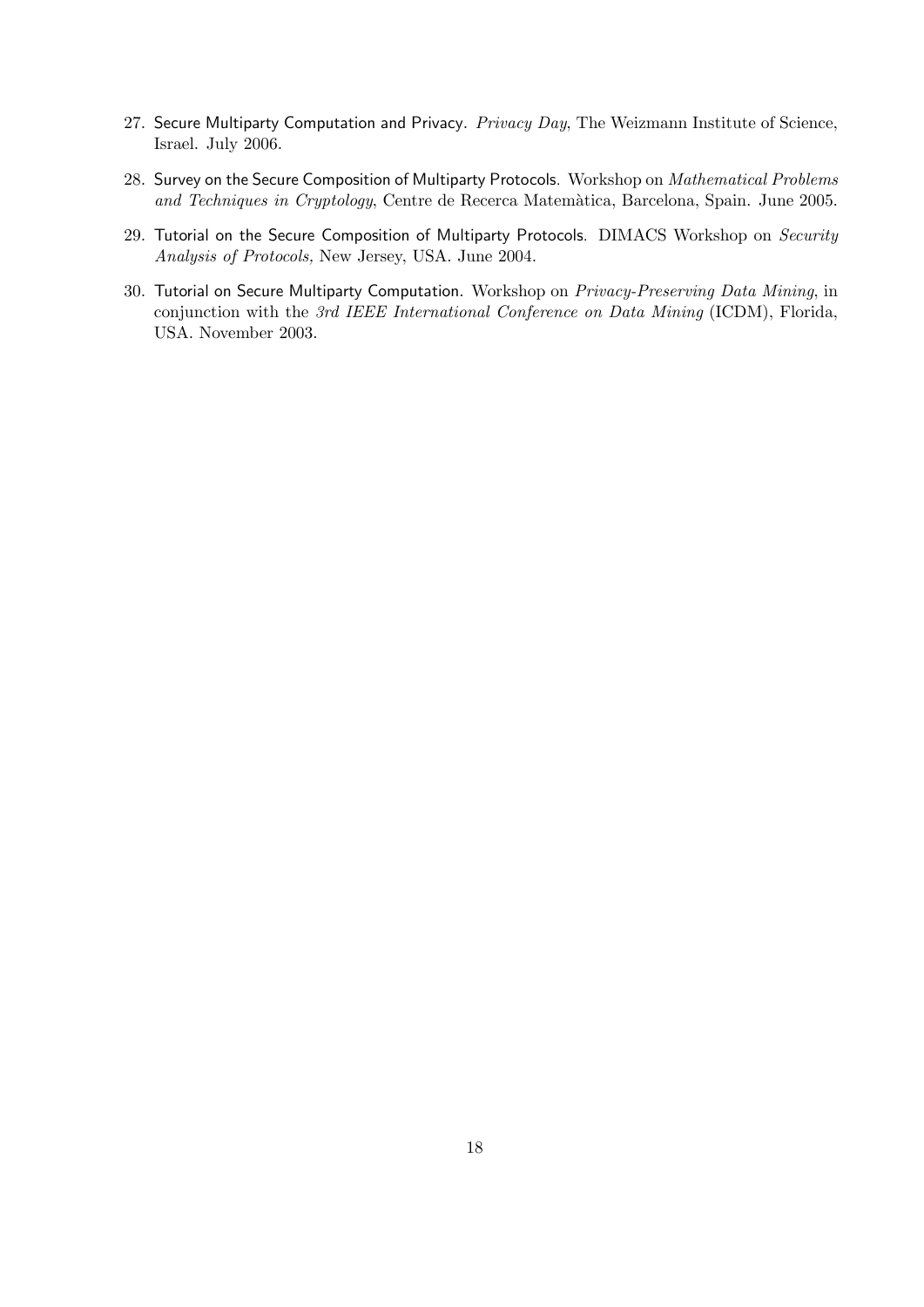27. Secure Multiparty Computation and Privacy. *Privacy Day*, The Weizmann Institute of Science, Israel. July 2006.

28. Survey on the Secure Composition of Multiparty Protocols. Workshop on *Mathematical Problems and Techniques in Cryptology*, Centre de Recerca Matemàtica, Barcelona, Spain. June 2005.

29. Tutorial on the Secure Composition of Multiparty Protocols. DIMACS Workshop on *Security Analysis of Protocols,* New Jersey, USA. June 2004.

30. Tutorial on Secure Multiparty Computation. Workshop on *Privacy-Preserving Data Mining*, in conjunction with the *3rd IEEE International Conference on Data Mining* (ICDM), Florida, USA. November 2003.